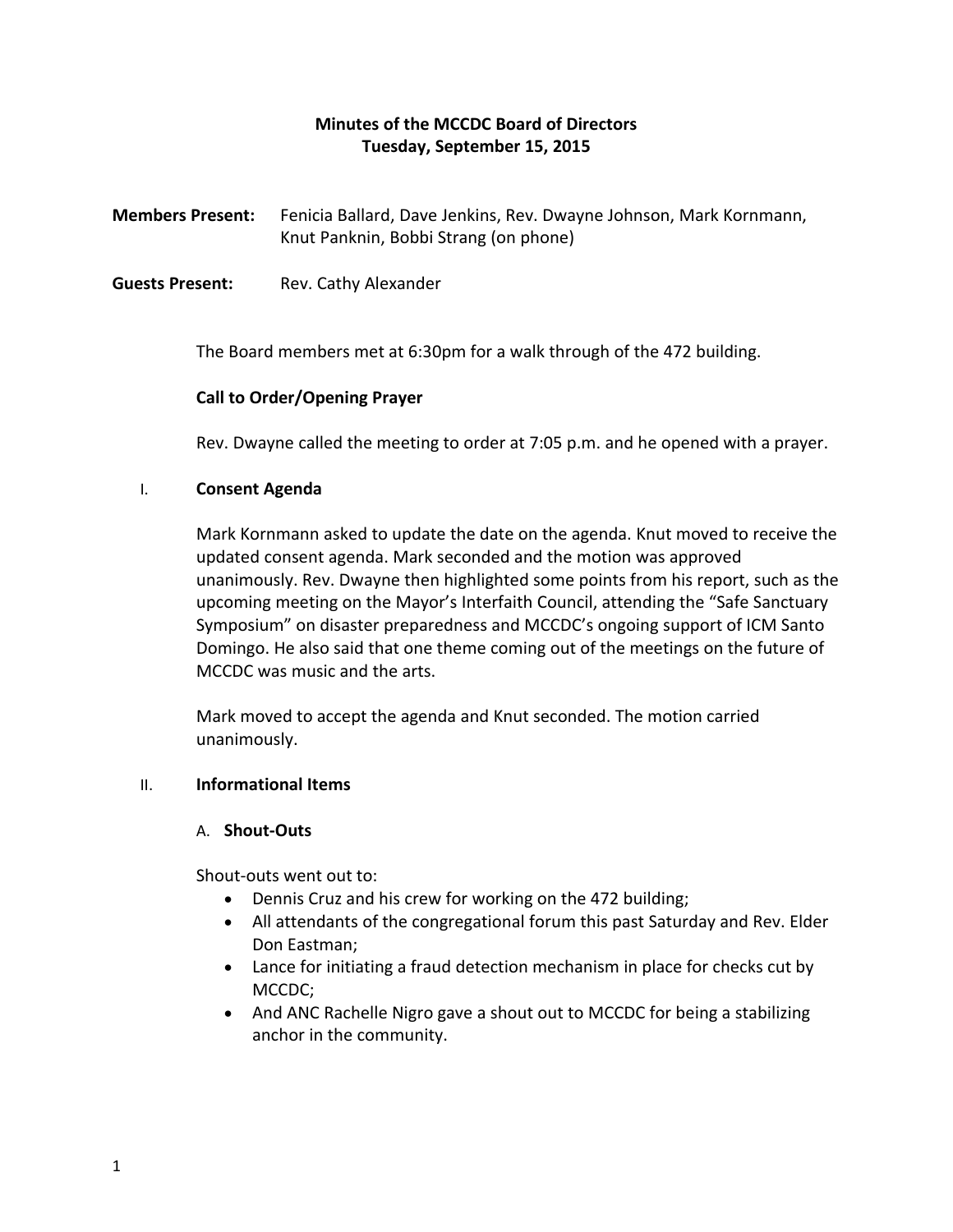# Minutes of the MCCDC Board of Directors
## Tuesday, September 15, 2015

**Members Present:** Fenicia Ballard, Dave Jenkins, Rev. Dwayne Johnson, Mark Kornmann, Knut Panknin, Bobbi Strang (on phone)

**Guests Present:** Rev. Cathy Alexander

The Board members met at 6:30pm for a walk through of the 472 building.

**Call to Order/Opening Prayer**

Rev. Dwayne called the meeting to order at 7:05 p.m. and he opened with a prayer.

I. **Consent Agenda**

Mark Kornmann asked to update the date on the agenda. Knut moved to receive the updated consent agenda. Mark seconded and the motion was approved unanimously. Rev. Dwayne then highlighted some points from his report, such as the upcoming meeting on the Mayor's Interfaith Council, attending the "Safe Sanctuary Symposium" on disaster preparedness and MCCDC's ongoing support of ICM Santo Domingo. He also said that one theme coming out of the meetings on the future of MCCDC was music and the arts.

Mark moved to accept the agenda and Knut seconded. The motion carried unanimously.

II. **Informational Items**

A. **Shout-Outs**

Shout-outs went out to:

- Dennis Cruz and his crew for working on the 472 building;
- All attendants of the congregational forum this past Saturday and Rev. Elder Don Eastman;
- Lance for initiating a fraud detection mechanism in place for checks cut by MCCDC;
- And ANC Rachelle Nigro gave a shout out to MCCDC for being a stabilizing anchor in the community.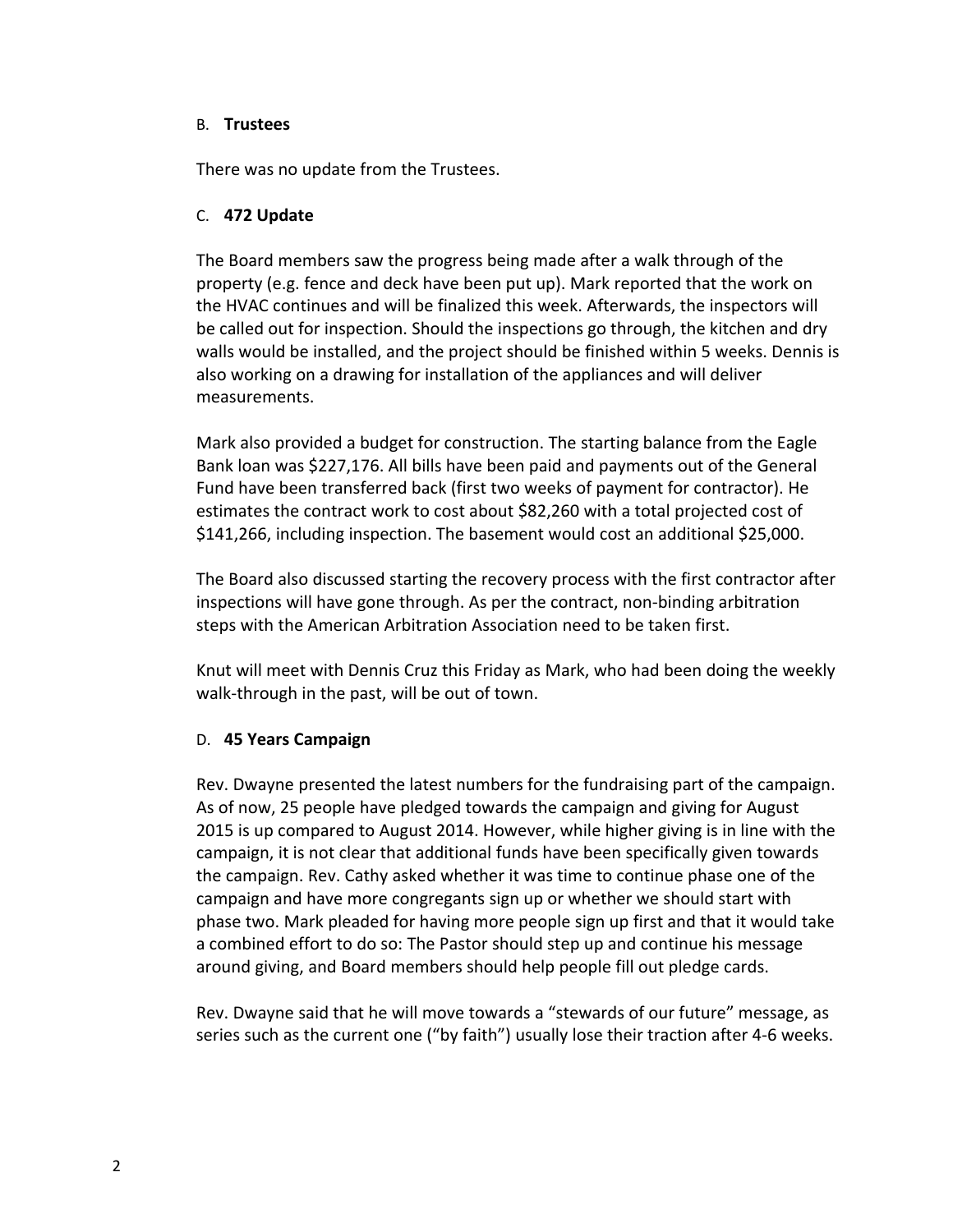### B. **Trustees**

There was no update from the Trustees.

### C. **472 Update**

The Board members saw the progress being made after a walk through of the property (e.g. fence and deck have been put up). Mark reported that the work on the HVAC continues and will be finalized this week. Afterwards, the inspectors will be called out for inspection. Should the inspections go through, the kitchen and dry walls would be installed, and the project should be finished within 5 weeks. Dennis is also working on a drawing for installation of the appliances and will deliver measurements.

Mark also provided a budget for construction. The starting balance from the Eagle Bank loan was $227,176. All bills have been paid and payments out of the General Fund have been transferred back (first two weeks of payment for contractor). He estimates the contract work to cost about $82,260 with a total projected cost of $141,266, including inspection. The basement would cost an additional $25,000.

The Board also discussed starting the recovery process with the first contractor after inspections will have gone through. As per the contract, non-binding arbitration steps with the American Arbitration Association need to be taken first.

Knut will meet with Dennis Cruz this Friday as Mark, who had been doing the weekly walk-through in the past, will be out of town.

### D. **45 Years Campaign**

Rev. Dwayne presented the latest numbers for the fundraising part of the campaign. As of now, 25 people have pledged towards the campaign and giving for August 2015 is up compared to August 2014. However, while higher giving is in line with the campaign, it is not clear that additional funds have been specifically given towards the campaign. Rev. Cathy asked whether it was time to continue phase one of the campaign and have more congregants sign up or whether we should start with phase two. Mark pleaded for having more people sign up first and that it would take a combined effort to do so: The Pastor should step up and continue his message around giving, and Board members should help people fill out pledge cards.

Rev. Dwayne said that he will move towards a "stewards of our future" message, as series such as the current one ("by faith") usually lose their traction after 4-6 weeks.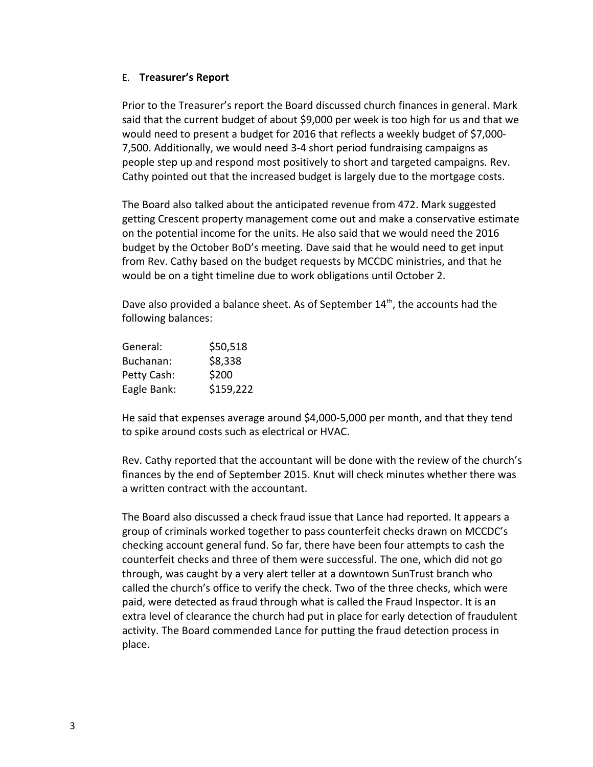## E. **Treasurer's Report**

Prior to the Treasurer's report the Board discussed church finances in general. Mark said that the current budget of about $9,000 per week is too high for us and that we would need to present a budget for 2016 that reflects a weekly budget of $7,000-7,500. Additionally, we would need 3-4 short period fundraising campaigns as people step up and respond most positively to short and targeted campaigns. Rev. Cathy pointed out that the increased budget is largely due to the mortgage costs.

The Board also talked about the anticipated revenue from 472. Mark suggested getting Crescent property management come out and make a conservative estimate on the potential income for the units. He also said that we would need the 2016 budget by the October BoD's meeting. Dave said that he would need to get input from Rev. Cathy based on the budget requests by MCCDC ministries, and that he would be on a tight timeline due to work obligations until October 2.

Dave also provided a balance sheet. As of September 14th, the accounts had the following balances:

| | |
|---|---|
| General: | $50,518 |
| Buchanan: | $8,338 |
| Petty Cash: | $200 |
| Eagle Bank: | $159,222 |

He said that expenses average around $4,000-5,000 per month, and that they tend to spike around costs such as electrical or HVAC.

Rev. Cathy reported that the accountant will be done with the review of the church's finances by the end of September 2015. Knut will check minutes whether there was a written contract with the accountant.

The Board also discussed a check fraud issue that Lance had reported. It appears a group of criminals worked together to pass counterfeit checks drawn on MCCDC's checking account general fund. So far, there have been four attempts to cash the counterfeit checks and three of them were successful. The one, which did not go through, was caught by a very alert teller at a downtown SunTrust branch who called the church's office to verify the check. Two of the three checks, which were paid, were detected as fraud through what is called the Fraud Inspector. It is an extra level of clearance the church had put in place for early detection of fraudulent activity. The Board commended Lance for putting the fraud detection process in place.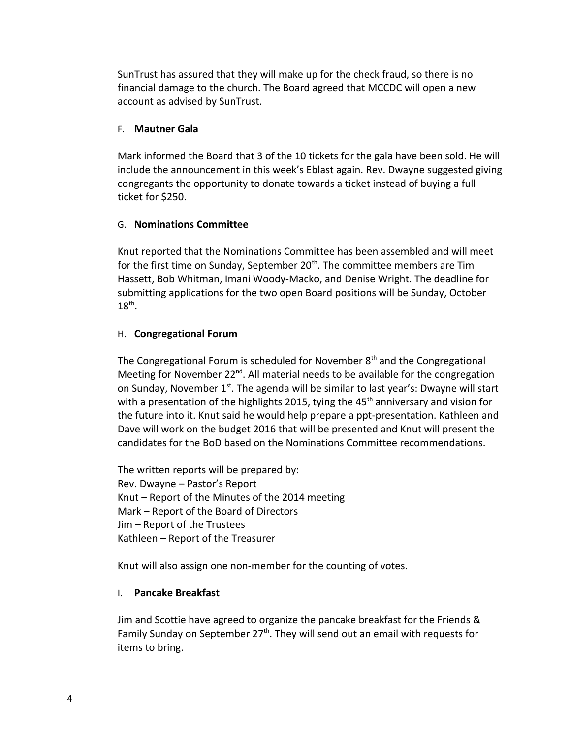SunTrust has assured that they will make up for the check fraud, so there is no financial damage to the church. The Board agreed that MCCDC will open a new account as advised by SunTrust.

F. **Mautner Gala**

Mark informed the Board that 3 of the 10 tickets for the gala have been sold. He will include the announcement in this week's Eblast again. Rev. Dwayne suggested giving congregants the opportunity to donate towards a ticket instead of buying a full ticket for $250.

G. **Nominations Committee**

Knut reported that the Nominations Committee has been assembled and will meet for the first time on Sunday, September 20th. The committee members are Tim Hassett, Bob Whitman, Imani Woody-Macko, and Denise Wright. The deadline for submitting applications for the two open Board positions will be Sunday, October 18th.

H. **Congregational Forum**

The Congregational Forum is scheduled for November 8th and the Congregational Meeting for November 22nd. All material needs to be available for the congregation on Sunday, November 1st. The agenda will be similar to last year's: Dwayne will start with a presentation of the highlights 2015, tying the 45th anniversary and vision for the future into it. Knut said he would help prepare a ppt-presentation. Kathleen and Dave will work on the budget 2016 that will be presented and Knut will present the candidates for the BoD based on the Nominations Committee recommendations.

The written reports will be prepared by:
Rev. Dwayne – Pastor's Report
Knut – Report of the Minutes of the 2014 meeting
Mark – Report of the Board of Directors
Jim – Report of the Trustees
Kathleen – Report of the Treasurer

Knut will also assign one non-member for the counting of votes.

I. **Pancake Breakfast**

Jim and Scottie have agreed to organize the pancake breakfast for the Friends & Family Sunday on September 27th. They will send out an email with requests for items to bring.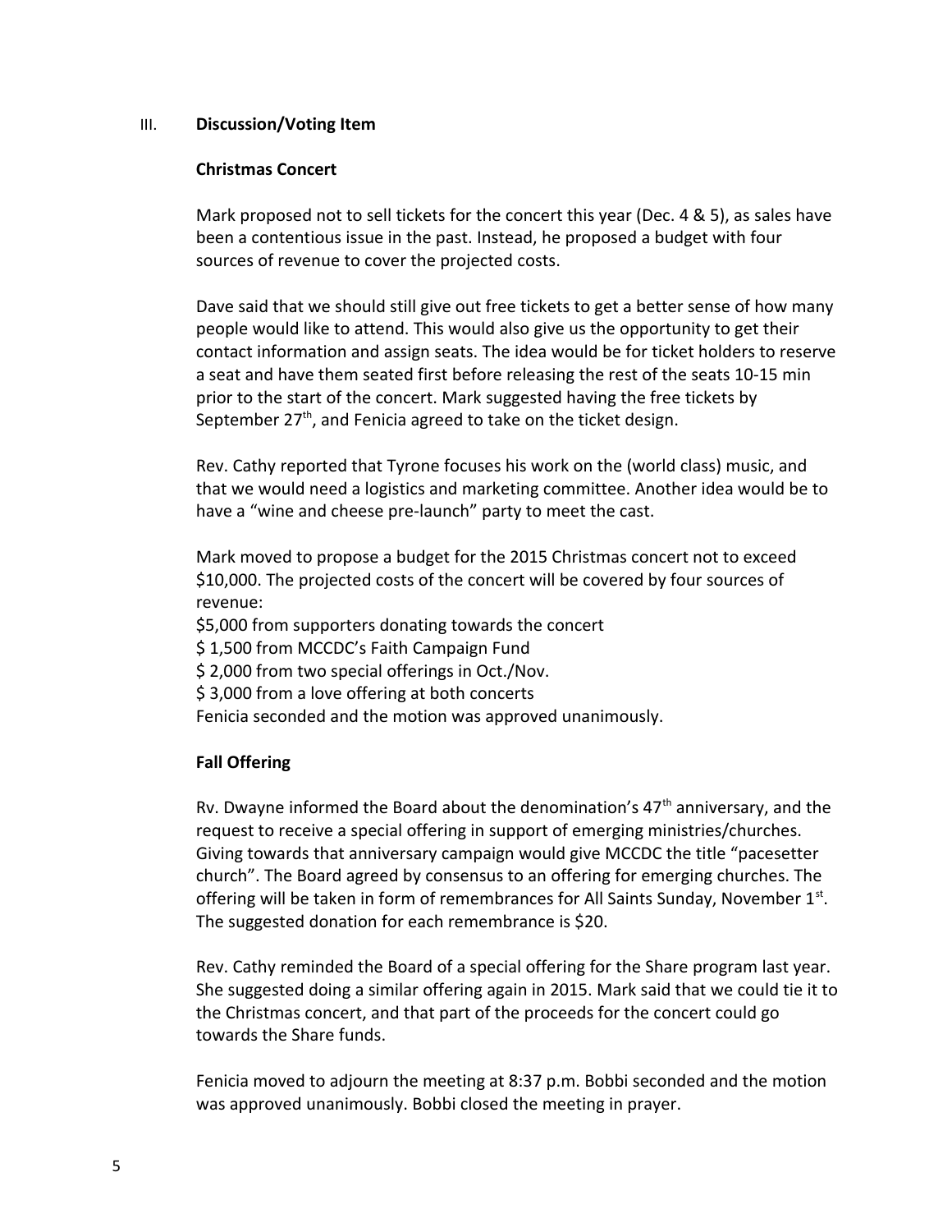## III. Discussion/Voting Item

### Christmas Concert

Mark proposed not to sell tickets for the concert this year (Dec. 4 & 5), as sales have been a contentious issue in the past. Instead, he proposed a budget with four sources of revenue to cover the projected costs.

Dave said that we should still give out free tickets to get a better sense of how many people would like to attend. This would also give us the opportunity to get their contact information and assign seats. The idea would be for ticket holders to reserve a seat and have them seated first before releasing the rest of the seats 10-15 min prior to the start of the concert. Mark suggested having the free tickets by September 27th, and Fenicia agreed to take on the ticket design.

Rev. Cathy reported that Tyrone focuses his work on the (world class) music, and that we would need a logistics and marketing committee. Another idea would be to have a "wine and cheese pre-launch" party to meet the cast.

Mark moved to propose a budget for the 2015 Christmas concert not to exceed \$10,000. The projected costs of the concert will be covered by four sources of revenue:
\$5,000 from supporters donating towards the concert
\$ 1,500 from MCCDC's Faith Campaign Fund
\$ 2,000 from two special offerings in Oct./Nov.
\$ 3,000 from a love offering at both concerts
Fenicia seconded and the motion was approved unanimously.

### Fall Offering

Rv. Dwayne informed the Board about the denomination's 47th anniversary, and the request to receive a special offering in support of emerging ministries/churches. Giving towards that anniversary campaign would give MCCDC the title "pacesetter church". The Board agreed by consensus to an offering for emerging churches. The offering will be taken in form of remembrances for All Saints Sunday, November 1st. The suggested donation for each remembrance is \$20.

Rev. Cathy reminded the Board of a special offering for the Share program last year. She suggested doing a similar offering again in 2015. Mark said that we could tie it to the Christmas concert, and that part of the proceeds for the concert could go towards the Share funds.

Fenicia moved to adjourn the meeting at 8:37 p.m. Bobbi seconded and the motion was approved unanimously. Bobbi closed the meeting in prayer.